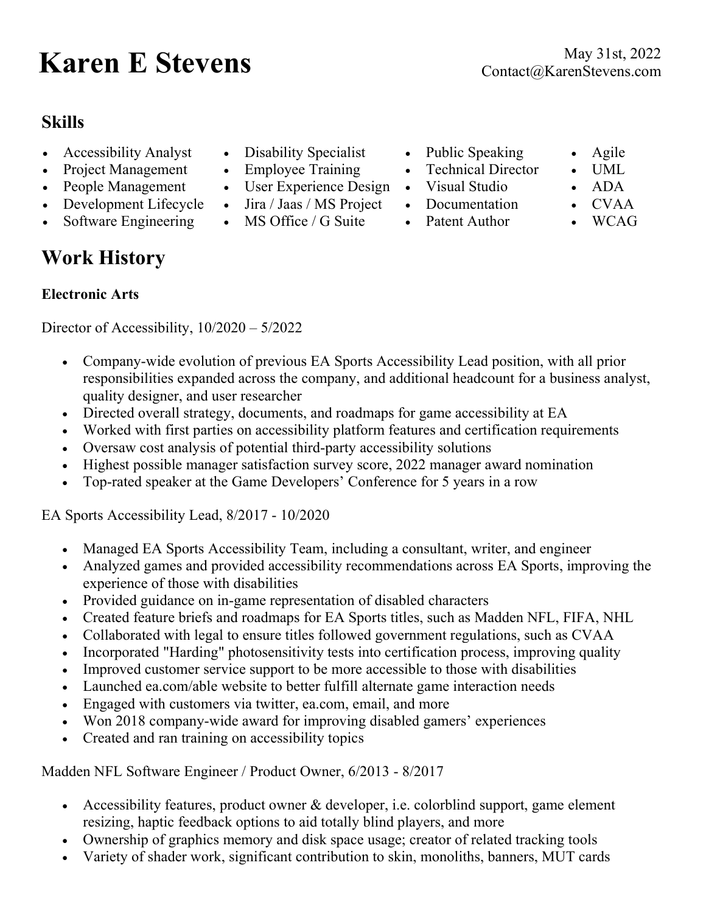# Karen E Stevens

May 31st, 2022
Contact@KarenStevens.com

### Skills

- Accessibility Analyst
- Project Management
- People Management
- Development Lifecycle
- Software Engineering
- Disability Specialist
- Employee Training
- User Experience Design
- Jira / Jaas / MS Project
- MS Office / G Suite
- Public Speaking
- Technical Director
- Visual Studio
- Documentation
- Patent Author
- Agile
- UML
- ADA
- CVAA
- WCAG

## Work History

**Electronic Arts**

Director of Accessibility, 10/2020 – 5/2022

- Company-wide evolution of previous EA Sports Accessibility Lead position, with all prior responsibilities expanded across the company, and additional headcount for a business analyst, quality designer, and user researcher
- Directed overall strategy, documents, and roadmaps for game accessibility at EA
- Worked with first parties on accessibility platform features and certification requirements
- Oversaw cost analysis of potential third-party accessibility solutions
- Highest possible manager satisfaction survey score, 2022 manager award nomination
- Top-rated speaker at the Game Developers' Conference for 5 years in a row

EA Sports Accessibility Lead, 8/2017 - 10/2020

- Managed EA Sports Accessibility Team, including a consultant, writer, and engineer
- Analyzed games and provided accessibility recommendations across EA Sports, improving the experience of those with disabilities
- Provided guidance on in-game representation of disabled characters
- Created feature briefs and roadmaps for EA Sports titles, such as Madden NFL, FIFA, NHL
- Collaborated with legal to ensure titles followed government regulations, such as CVAA
- Incorporated "Harding" photosensitivity tests into certification process, improving quality
- Improved customer service support to be more accessible to those with disabilities
- Launched ea.com/able website to better fulfill alternate game interaction needs
- Engaged with customers via twitter, ea.com, email, and more
- Won 2018 company-wide award for improving disabled gamers' experiences
- Created and ran training on accessibility topics

Madden NFL Software Engineer / Product Owner, 6/2013 - 8/2017

- Accessibility features, product owner & developer, i.e. colorblind support, game element resizing, haptic feedback options to aid totally blind players, and more
- Ownership of graphics memory and disk space usage; creator of related tracking tools
- Variety of shader work, significant contribution to skin, monoliths, banners, MUT cards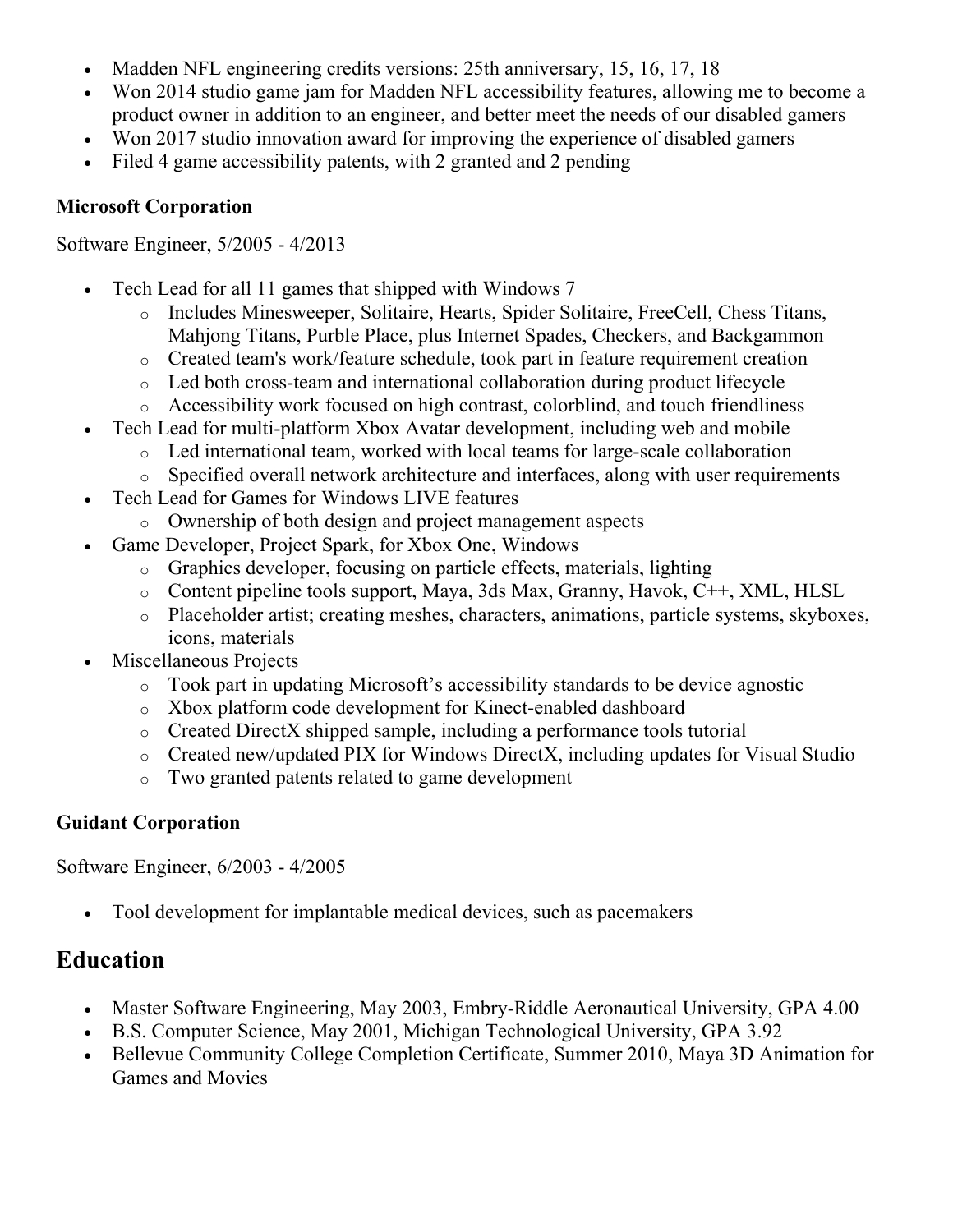- Madden NFL engineering credits versions: 25th anniversary, 15, 16, 17, 18
- Won 2014 studio game jam for Madden NFL accessibility features, allowing me to become a product owner in addition to an engineer, and better meet the needs of our disabled gamers
- Won 2017 studio innovation award for improving the experience of disabled gamers
- Filed 4 game accessibility patents, with 2 granted and 2 pending

**Microsoft Corporation**

Software Engineer, 5/2005 - 4/2013

- Tech Lead for all 11 games that shipped with Windows 7
  - Includes Minesweeper, Solitaire, Hearts, Spider Solitaire, FreeCell, Chess Titans, Mahjong Titans, Purble Place, plus Internet Spades, Checkers, and Backgammon
  - Created team's work/feature schedule, took part in feature requirement creation
  - Led both cross-team and international collaboration during product lifecycle
  - Accessibility work focused on high contrast, colorblind, and touch friendliness
- Tech Lead for multi-platform Xbox Avatar development, including web and mobile
  - Led international team, worked with local teams for large-scale collaboration
  - Specified overall network architecture and interfaces, along with user requirements
- Tech Lead for Games for Windows LIVE features
  - Ownership of both design and project management aspects
- Game Developer, Project Spark, for Xbox One, Windows
  - Graphics developer, focusing on particle effects, materials, lighting
  - Content pipeline tools support, Maya, 3ds Max, Granny, Havok, C++, XML, HLSL
  - Placeholder artist; creating meshes, characters, animations, particle systems, skyboxes, icons, materials
- Miscellaneous Projects
  - Took part in updating Microsoft's accessibility standards to be device agnostic
  - Xbox platform code development for Kinect-enabled dashboard
  - Created DirectX shipped sample, including a performance tools tutorial
  - Created new/updated PIX for Windows DirectX, including updates for Visual Studio
  - Two granted patents related to game development

**Guidant Corporation**

Software Engineer, 6/2003 - 4/2005

- Tool development for implantable medical devices, such as pacemakers

## Education

- Master Software Engineering, May 2003, Embry-Riddle Aeronautical University, GPA 4.00
- B.S. Computer Science, May 2001, Michigan Technological University, GPA 3.92
- Bellevue Community College Completion Certificate, Summer 2010, Maya 3D Animation for Games and Movies